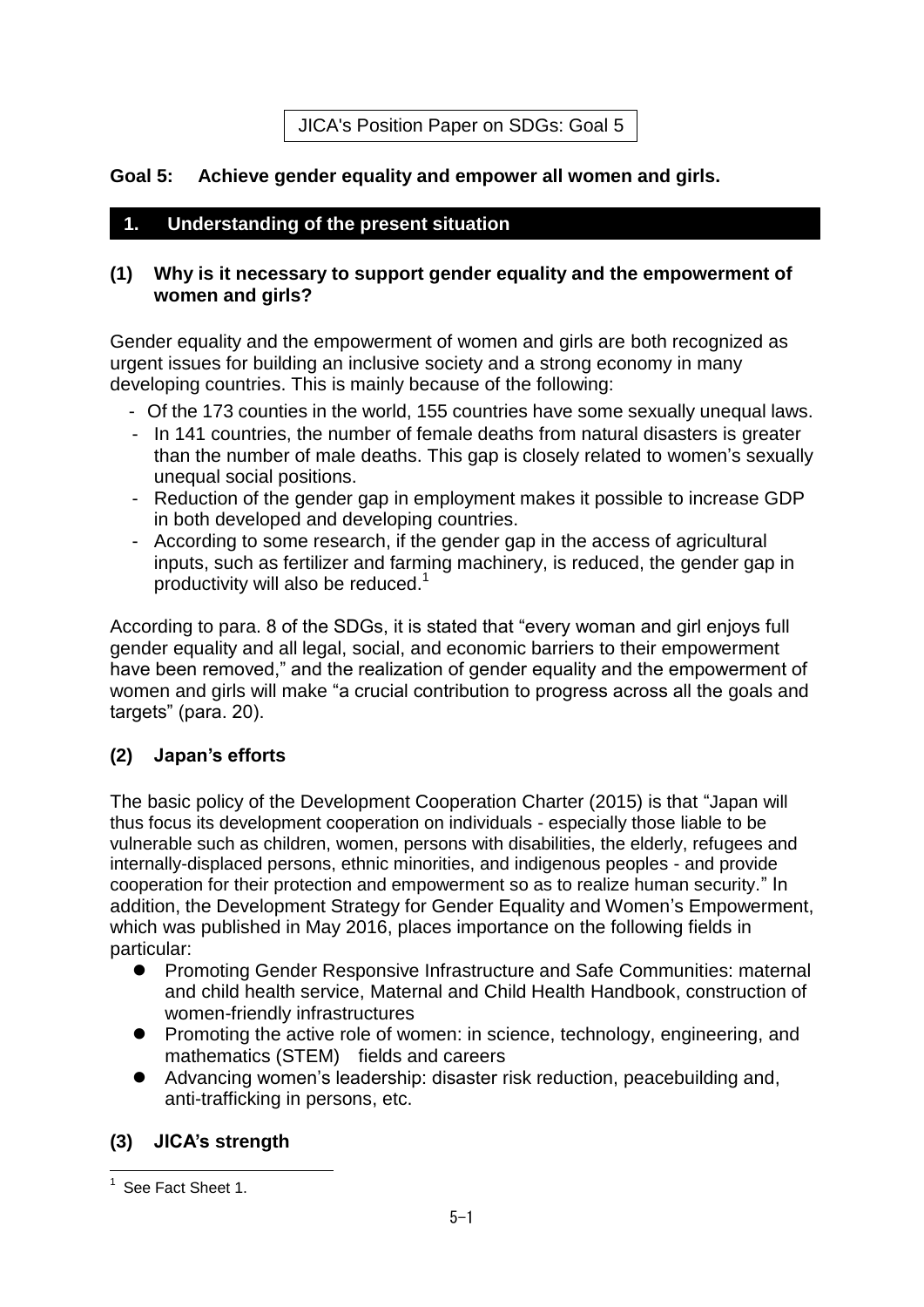JICA's Position Paper on SDGs: Goal 5

# Goal 5: Achieve gender equality and empower all women and girls.

## 1. Understanding of the present situation

### (1) Why is it necessary to support gender equality and the empowerment of women and girls?

Gender equality and the empowerment of women and girls are both recognized as urgent issues for building an inclusive society and a strong economy in many developing countries. This is mainly because of the following:

- Of the 173 counties in the world, 155 countries have some sexually unequal laws.
- In 141 countries, the number of female deaths from natural disasters is greater than the number of male deaths. This gap is closely related to women's sexually unequal social positions.
- Reduction of the gender gap in employment makes it possible to increase GDP in both developed and developing countries.
- According to some research, if the gender gap in the access of agricultural inputs, such as fertilizer and farming machinery, is reduced, the gender gap in productivity will also be reduced.[1]

According to para. 8 of the SDGs, it is stated that "every woman and girl enjoys full gender equality and all legal, social, and economic barriers to their empowerment have been removed," and the realization of gender equality and the empowerment of women and girls will make "a crucial contribution to progress across all the goals and targets" (para. 20).

### (2) Japan's efforts

The basic policy of the Development Cooperation Charter (2015) is that "Japan will thus focus its development cooperation on individuals - especially those liable to be vulnerable such as children, women, persons with disabilities, the elderly, refugees and internally-displaced persons, ethnic minorities, and indigenous peoples - and provide cooperation for their protection and empowerment so as to realize human security." In addition, the Development Strategy for Gender Equality and Women's Empowerment, which was published in May 2016, places importance on the following fields in particular:

- Promoting Gender Responsive Infrastructure and Safe Communities: maternal and child health service, Maternal and Child Health Handbook, construction of women-friendly infrastructures
- Promoting the active role of women: in science, technology, engineering, and mathematics (STEM) fields and careers
- Advancing women's leadership: disaster risk reduction, peacebuilding and, anti-trafficking in persons, etc.

### (3) JICA's strength

[1] See Fact Sheet 1.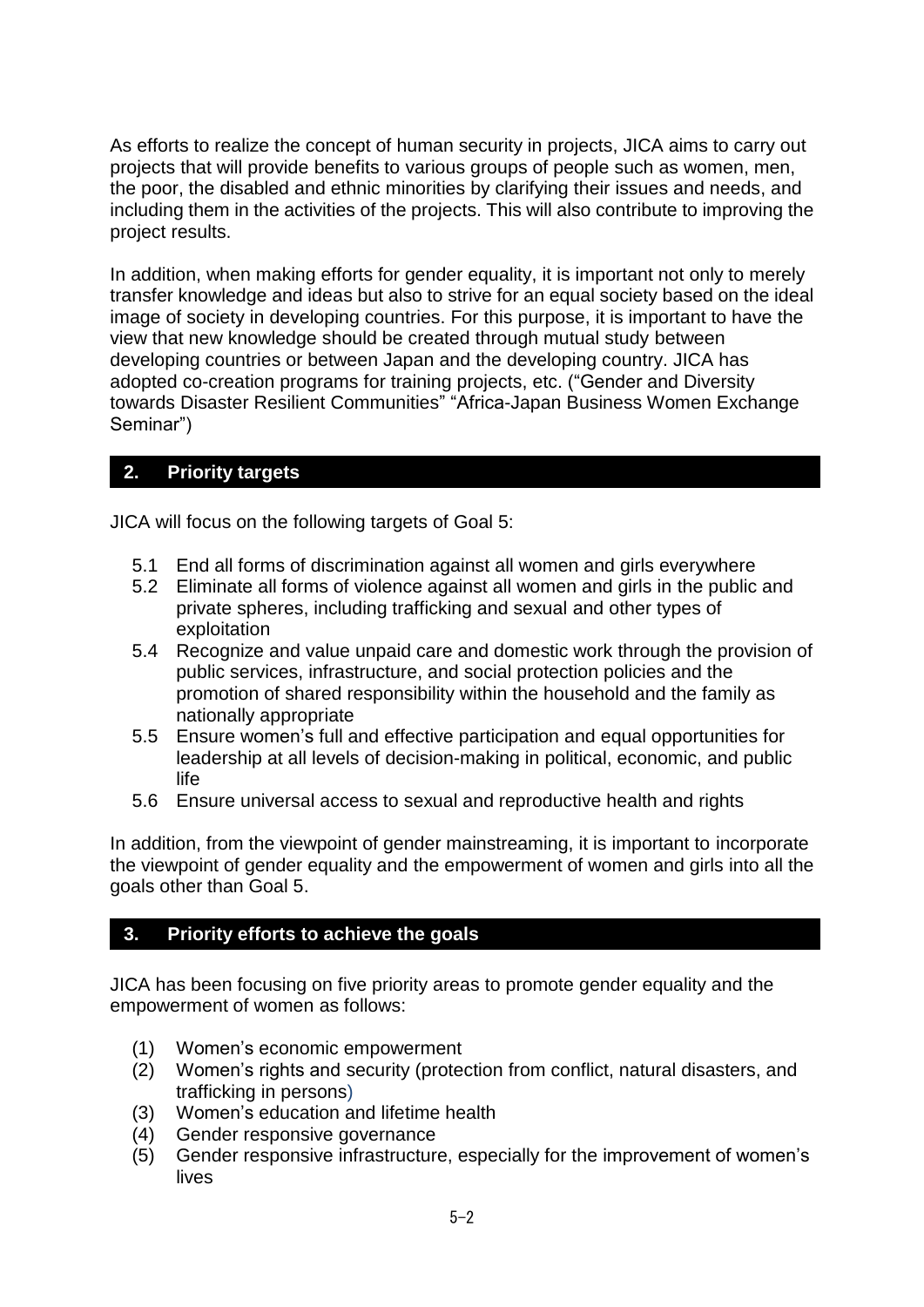As efforts to realize the concept of human security in projects, JICA aims to carry out projects that will provide benefits to various groups of people such as women, men, the poor, the disabled and ethnic minorities by clarifying their issues and needs, and including them in the activities of the projects. This will also contribute to improving the project results.

In addition, when making efforts for gender equality, it is important not only to merely transfer knowledge and ideas but also to strive for an equal society based on the ideal image of society in developing countries. For this purpose, it is important to have the view that new knowledge should be created through mutual study between developing countries or between Japan and the developing country. JICA has adopted co-creation programs for training projects, etc. ("Gender and Diversity towards Disaster Resilient Communities" "Africa-Japan Business Women Exchange Seminar")

## 2. Priority targets

JICA will focus on the following targets of Goal 5:

- 5.1 End all forms of discrimination against all women and girls everywhere
- 5.2 Eliminate all forms of violence against all women and girls in the public and private spheres, including trafficking and sexual and other types of exploitation
- 5.4 Recognize and value unpaid care and domestic work through the provision of public services, infrastructure, and social protection policies and the promotion of shared responsibility within the household and the family as nationally appropriate
- 5.5 Ensure women's full and effective participation and equal opportunities for leadership at all levels of decision-making in political, economic, and public life
- 5.6 Ensure universal access to sexual and reproductive health and rights

In addition, from the viewpoint of gender mainstreaming, it is important to incorporate the viewpoint of gender equality and the empowerment of women and girls into all the goals other than Goal 5.

## 3. Priority efforts to achieve the goals

JICA has been focusing on five priority areas to promote gender equality and the empowerment of women as follows:

(1) Women's economic empowerment
(2) Women's rights and security (protection from conflict, natural disasters, and trafficking in persons)
(3) Women's education and lifetime health
(4) Gender responsive governance
(5) Gender responsive infrastructure, especially for the improvement of women's lives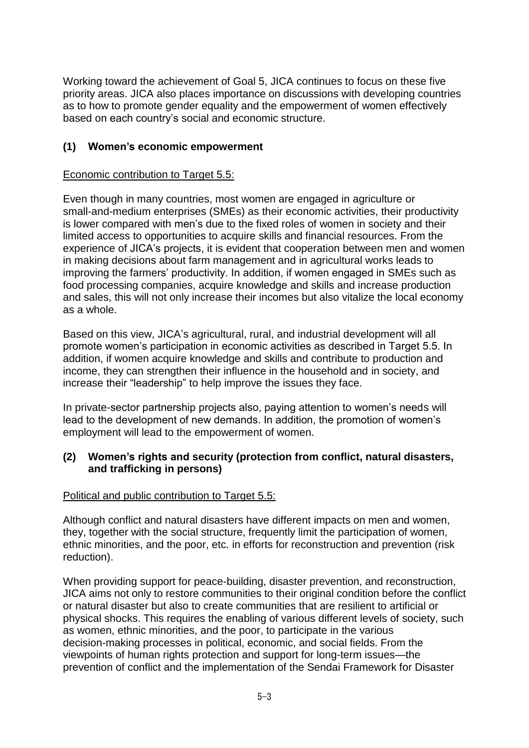Working toward the achievement of Goal 5, JICA continues to focus on these five priority areas. JICA also places importance on discussions with developing countries as to how to promote gender equality and the empowerment of women effectively based on each country's social and economic structure.

### (1) Women's economic empowerment

Economic contribution to Target 5.5:

Even though in many countries, most women are engaged in agriculture or small-and-medium enterprises (SMEs) as their economic activities, their productivity is lower compared with men's due to the fixed roles of women in society and their limited access to opportunities to acquire skills and financial resources. From the experience of JICA's projects, it is evident that cooperation between men and women in making decisions about farm management and in agricultural works leads to improving the farmers' productivity. In addition, if women engaged in SMEs such as food processing companies, acquire knowledge and skills and increase production and sales, this will not only increase their incomes but also vitalize the local economy as a whole.

Based on this view, JICA's agricultural, rural, and industrial development will all promote women's participation in economic activities as described in Target 5.5. In addition, if women acquire knowledge and skills and contribute to production and income, they can strengthen their influence in the household and in society, and increase their "leadership" to help improve the issues they face.

In private-sector partnership projects also, paying attention to women's needs will lead to the development of new demands. In addition, the promotion of women's employment will lead to the empowerment of women.

### (2) Women's rights and security (protection from conflict, natural disasters, and trafficking in persons)

Political and public contribution to Target 5.5:

Although conflict and natural disasters have different impacts on men and women, they, together with the social structure, frequently limit the participation of women, ethnic minorities, and the poor, etc. in efforts for reconstruction and prevention (risk reduction).

When providing support for peace-building, disaster prevention, and reconstruction, JICA aims not only to restore communities to their original condition before the conflict or natural disaster but also to create communities that are resilient to artificial or physical shocks. This requires the enabling of various different levels of society, such as women, ethnic minorities, and the poor, to participate in the various decision-making processes in political, economic, and social fields. From the viewpoints of human rights protection and support for long-term issues—the prevention of conflict and the implementation of the Sendai Framework for Disaster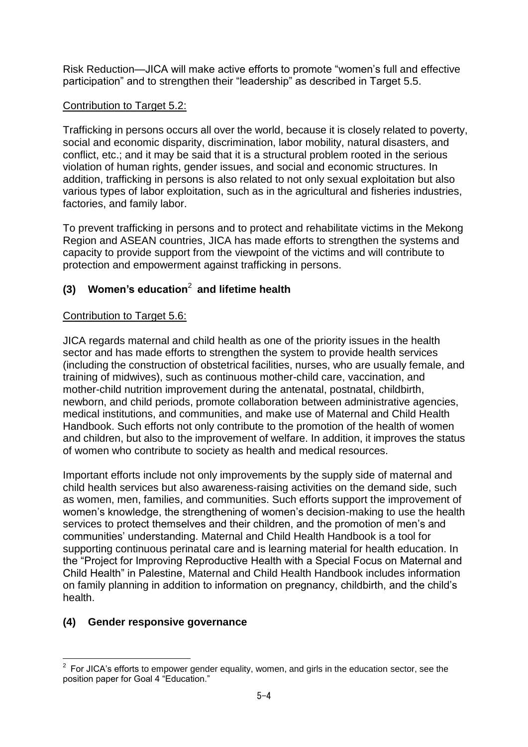Risk Reduction—JICA will make active efforts to promote “women’s full and effective participation” and to strengthen their “leadership” as described in Target 5.5.

Contribution to Target 5.2:

Trafficking in persons occurs all over the world, because it is closely related to poverty, social and economic disparity, discrimination, labor mobility, natural disasters, and conflict, etc.; and it may be said that it is a structural problem rooted in the serious violation of human rights, gender issues, and social and economic structures. In addition, trafficking in persons is also related to not only sexual exploitation but also various types of labor exploitation, such as in the agricultural and fisheries industries, factories, and family labor.

To prevent trafficking in persons and to protect and rehabilitate victims in the Mekong Region and ASEAN countries, JICA has made efforts to strengthen the systems and capacity to provide support from the viewpoint of the victims and will contribute to protection and empowerment against trafficking in persons.

### (3) Women’s education[2] and lifetime health

Contribution to Target 5.6:

JICA regards maternal and child health as one of the priority issues in the health sector and has made efforts to strengthen the system to provide health services (including the construction of obstetrical facilities, nurses, who are usually female, and training of midwives), such as continuous mother-child care, vaccination, and mother-child nutrition improvement during the antenatal, postnatal, childbirth, newborn, and child periods, promote collaboration between administrative agencies, medical institutions, and communities, and make use of Maternal and Child Health Handbook. Such efforts not only contribute to the promotion of the health of women and children, but also to the improvement of welfare. In addition, it improves the status of women who contribute to society as health and medical resources.

Important efforts include not only improvements by the supply side of maternal and child health services but also awareness-raising activities on the demand side, such as women, men, families, and communities. Such efforts support the improvement of women’s knowledge, the strengthening of women’s decision-making to use the health services to protect themselves and their children, and the promotion of men’s and communities’ understanding. Maternal and Child Health Handbook is a tool for supporting continuous perinatal care and is learning material for health education. In the “Project for Improving Reproductive Health with a Special Focus on Maternal and Child Health” in Palestine, Maternal and Child Health Handbook includes information on family planning in addition to information on pregnancy, childbirth, and the child’s health.

### (4) Gender responsive governance

[2] For JICA’s efforts to empower gender equality, women, and girls in the education sector, see the position paper for Goal 4 “Education.”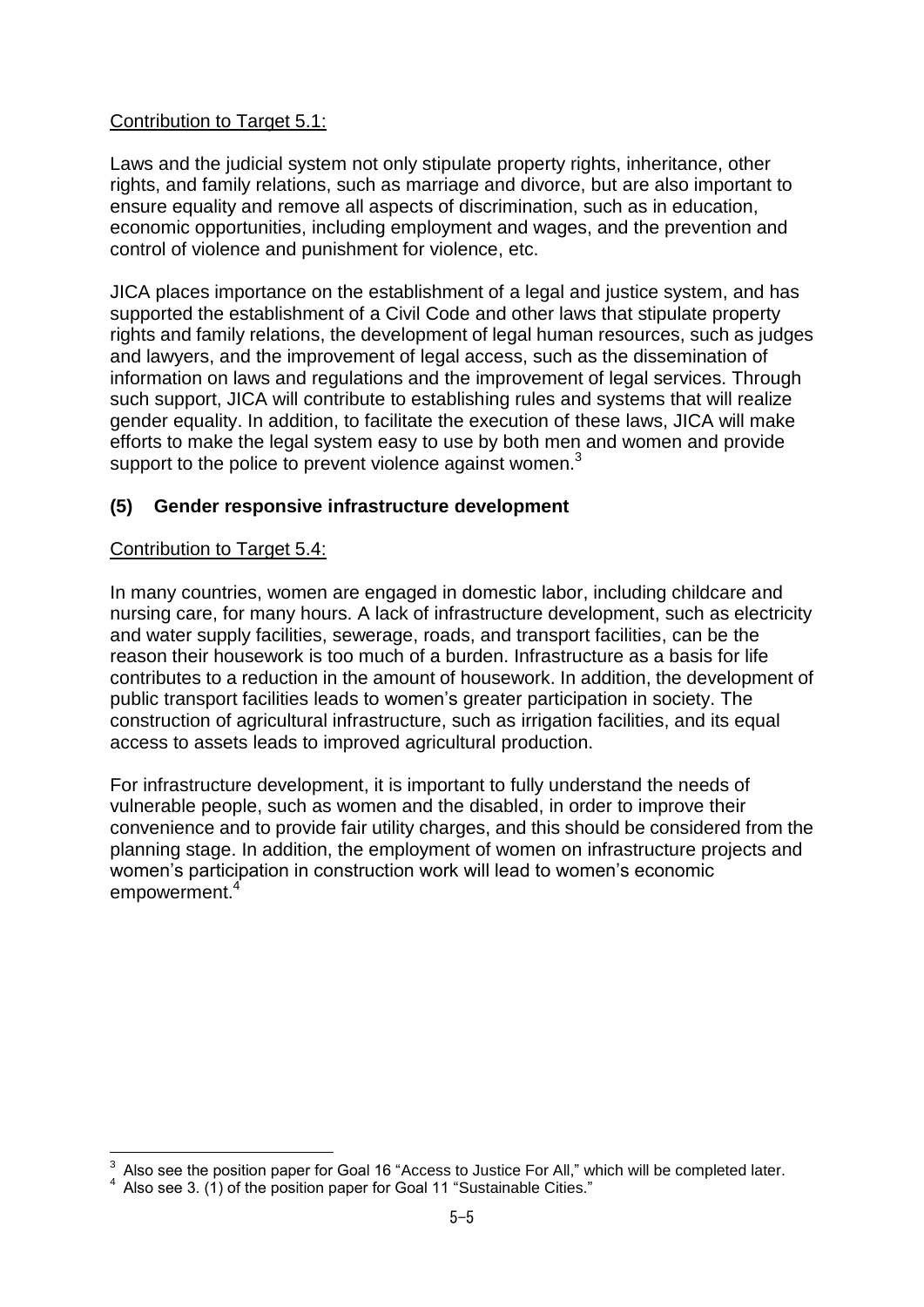Contribution to Target 5.1:

Laws and the judicial system not only stipulate property rights, inheritance, other rights, and family relations, such as marriage and divorce, but are also important to ensure equality and remove all aspects of discrimination, such as in education, economic opportunities, including employment and wages, and the prevention and control of violence and punishment for violence, etc.

JICA places importance on the establishment of a legal and justice system, and has supported the establishment of a Civil Code and other laws that stipulate property rights and family relations, the development of legal human resources, such as judges and lawyers, and the improvement of legal access, such as the dissemination of information on laws and regulations and the improvement of legal services. Through such support, JICA will contribute to establishing rules and systems that will realize gender equality. In addition, to facilitate the execution of these laws, JICA will make efforts to make the legal system easy to use by both men and women and provide support to the police to prevent violence against women.[3]

### (5) Gender responsive infrastructure development

Contribution to Target 5.4:

In many countries, women are engaged in domestic labor, including childcare and nursing care, for many hours. A lack of infrastructure development, such as electricity and water supply facilities, sewerage, roads, and transport facilities, can be the reason their housework is too much of a burden. Infrastructure as a basis for life contributes to a reduction in the amount of housework. In addition, the development of public transport facilities leads to women's greater participation in society. The construction of agricultural infrastructure, such as irrigation facilities, and its equal access to assets leads to improved agricultural production.

For infrastructure development, it is important to fully understand the needs of vulnerable people, such as women and the disabled, in order to improve their convenience and to provide fair utility charges, and this should be considered from the planning stage. In addition, the employment of women on infrastructure projects and women's participation in construction work will lead to women's economic empowerment.[4]

---

[3] Also see the position paper for Goal 16 "Access to Justice For All," which will be completed later.

[4] Also see 3. (1) of the position paper for Goal 11 "Sustainable Cities."